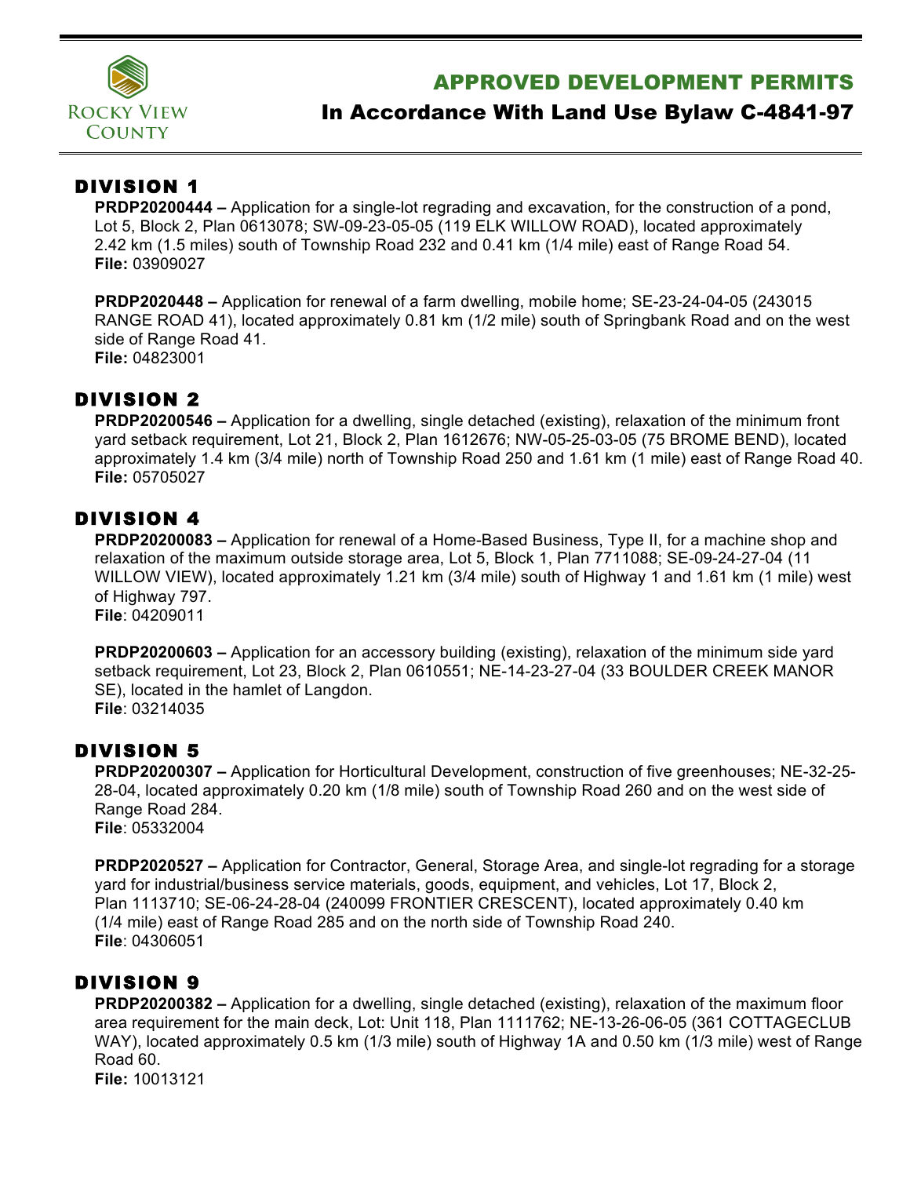Rocky View County

# APPROVED DEVELOPMENT PERMITS

## In Accordance With Land Use Bylaw C-4841-97

## DIVISION 1

**PRDP20200444 –** Application for a single-lot regrading and excavation, for the construction of a pond, Lot 5, Block 2, Plan 0613078; SW-09-23-05-05 (119 ELK WILLOW ROAD), located approximately 2.42 km (1.5 miles) south of Township Road 232 and 0.41 km (1/4 mile) east of Range Road 54.
**File:** 03909027

**PRDP2020448 –** Application for renewal of a farm dwelling, mobile home; SE-23-24-04-05 (243015 RANGE ROAD 41), located approximately 0.81 km (1/2 mile) south of Springbank Road and on the west side of Range Road 41.
**File:** 04823001

## DIVISION 2

**PRDP20200546 –** Application for a dwelling, single detached (existing), relaxation of the minimum front yard setback requirement, Lot 21, Block 2, Plan 1612676; NW-05-25-03-05 (75 BROME BEND), located approximately 1.4 km (3/4 mile) north of Township Road 250 and 1.61 km (1 mile) east of Range Road 40.
**File:** 05705027

## DIVISION 4

**PRDP20200083 –** Application for renewal of a Home-Based Business, Type II, for a machine shop and relaxation of the maximum outside storage area, Lot 5, Block 1, Plan 7711088; SE-09-24-27-04 (11 WILLOW VIEW), located approximately 1.21 km (3/4 mile) south of Highway 1 and 1.61 km (1 mile) west of Highway 797.
**File**: 04209011

**PRDP20200603 –** Application for an accessory building (existing), relaxation of the minimum side yard setback requirement, Lot 23, Block 2, Plan 0610551; NE-14-23-27-04 (33 BOULDER CREEK MANOR SE), located in the hamlet of Langdon.
**File**: 03214035

## DIVISION 5

**PRDP20200307 –** Application for Horticultural Development, construction of five greenhouses; NE-32-25-28-04, located approximately 0.20 km (1/8 mile) south of Township Road 260 and on the west side of Range Road 284.
**File**: 05332004

**PRDP2020527 –** Application for Contractor, General, Storage Area, and single-lot regrading for a storage yard for industrial/business service materials, goods, equipment, and vehicles, Lot 17, Block 2, Plan 1113710; SE-06-24-28-04 (240099 FRONTIER CRESCENT), located approximately 0.40 km (1/4 mile) east of Range Road 285 and on the north side of Township Road 240.
**File**: 04306051

## DIVISION 9

**PRDP20200382 –** Application for a dwelling, single detached (existing), relaxation of the maximum floor area requirement for the main deck, Lot: Unit 118, Plan 1111762; NE-13-26-06-05 (361 COTTAGECLUB WAY), located approximately 0.5 km (1/3 mile) south of Highway 1A and 0.50 km (1/3 mile) west of Range Road 60.
**File:** 10013121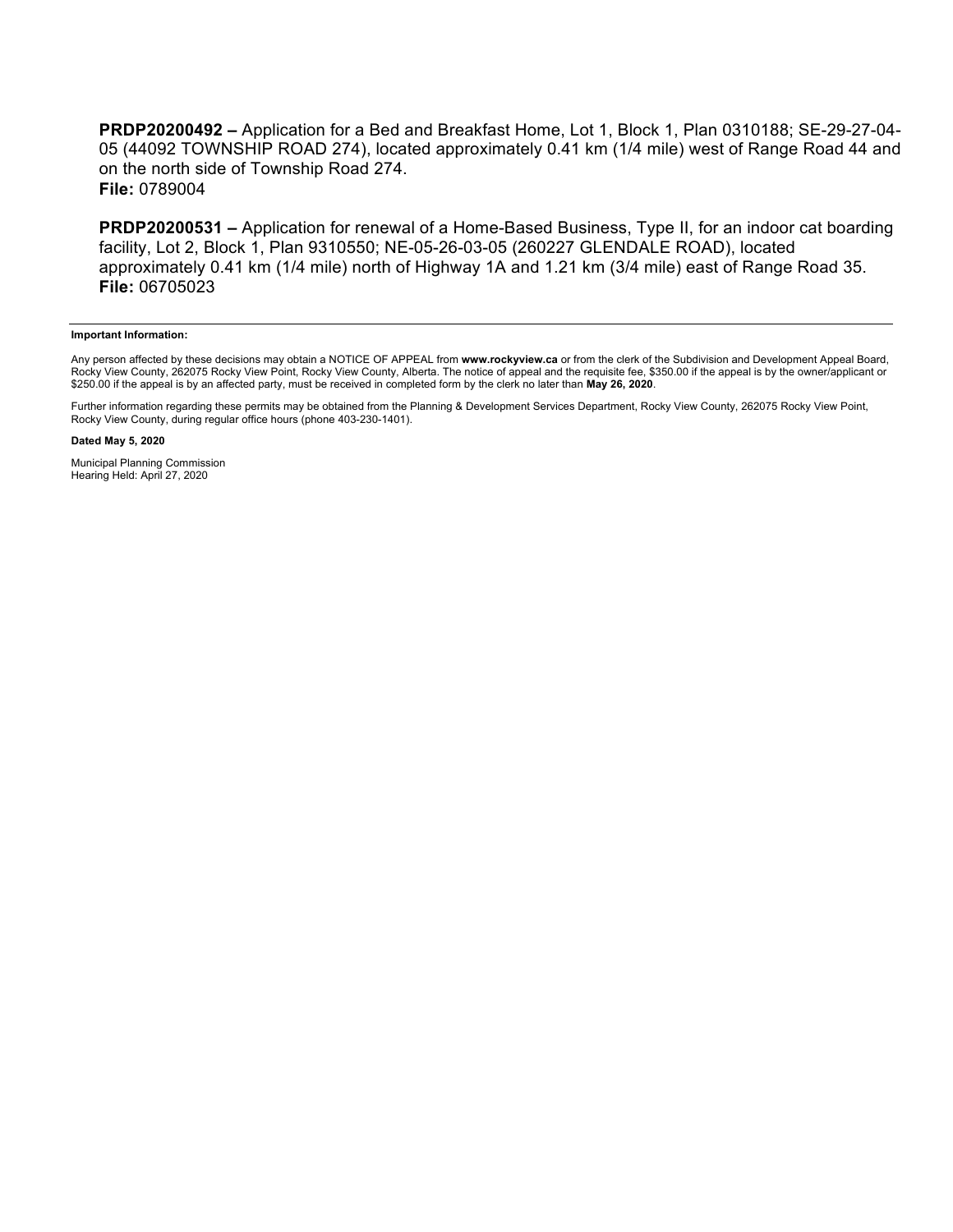**PRDP20200492 –** Application for a Bed and Breakfast Home, Lot 1, Block 1, Plan 0310188; SE-29-27-04-05 (44092 TOWNSHIP ROAD 274), located approximately 0.41 km (1/4 mile) west of Range Road 44 and on the north side of Township Road 274.
**File:** 0789004

**PRDP20200531 –** Application for renewal of a Home-Based Business, Type II, for an indoor cat boarding facility, Lot 2, Block 1, Plan 9310550; NE-05-26-03-05 (260227 GLENDALE ROAD), located approximately 0.41 km (1/4 mile) north of Highway 1A and 1.21 km (3/4 mile) east of Range Road 35.
**File:** 06705023

---

**Important Information:**

Any person affected by these decisions may obtain a NOTICE OF APPEAL from **www.rockyview.ca** or from the clerk of the Subdivision and Development Appeal Board, Rocky View County, 262075 Rocky View Point, Rocky View County, Alberta. The notice of appeal and the requisite fee, $350.00 if the appeal is by the owner/applicant or $250.00 if the appeal is by an affected party, must be received in completed form by the clerk no later than **May 26, 2020**.

Further information regarding these permits may be obtained from the Planning & Development Services Department, Rocky View County, 262075 Rocky View Point, Rocky View County, during regular office hours (phone 403-230-1401).

**Dated May 5, 2020**

Municipal Planning Commission
Hearing Held: April 27, 2020